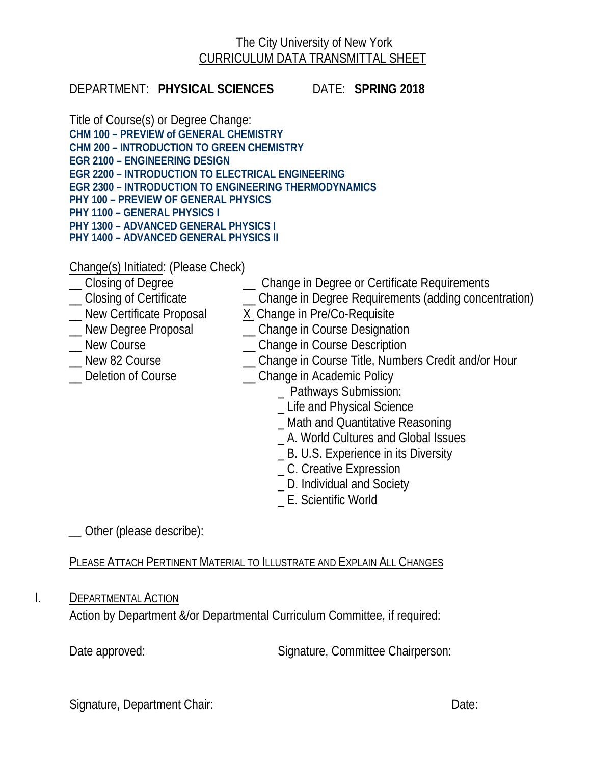The City University of New York

CURRICULUM DATA TRANSMITTAL SHEET

DEPARTMENT: **PHYSICAL SCIENCES** DATE: **SPRING 2018**

Title of Course(s) or Degree Change:

**CHM 100 – PREVIEW of GENERAL CHEMISTRY**
**CHM 200 – INTRODUCTION TO GREEN CHEMISTRY**
**EGR 2100 – ENGINEERING DESIGN**
**EGR 2200 – INTRODUCTION TO ELECTRICAL ENGINEERING**
**EGR 2300 – INTRODUCTION TO ENGINEERING THERMODYNAMICS**
**PHY 100 – PREVIEW OF GENERAL PHYSICS**
**PHY 1100 – GENERAL PHYSICS I**
**PHY 1300 – ADVANCED GENERAL PHYSICS I**
**PHY 1400 – ADVANCED GENERAL PHYSICS II**

Change(s) Initiated: (Please Check)

__ Closing of Degree
__ Closing of Certificate
__ New Certificate Proposal
__ New Degree Proposal
__ New Course
__ New 82 Course
__ Deletion of Course

__ Change in Degree or Certificate Requirements
__ Change in Degree Requirements (adding concentration)
X Change in Pre/Co-Requisite
__ Change in Course Designation
__ Change in Course Description
__ Change in Course Title, Numbers Credit and/or Hour
__ Change in Academic Policy
_ Pathways Submission:
_ Life and Physical Science
_ Math and Quantitative Reasoning
_ A. World Cultures and Global Issues
_ B. U.S. Experience in its Diversity
_ C. Creative Expression
_ D. Individual and Society
_ E. Scientific World

__ Other (please describe):

PLEASE ATTACH PERTINENT MATERIAL TO ILLUSTRATE AND EXPLAIN ALL CHANGES

I. DEPARTMENTAL ACTION

Action by Department &/or Departmental Curriculum Committee, if required:

Date approved: Signature, Committee Chairperson:

Signature, Department Chair: Date: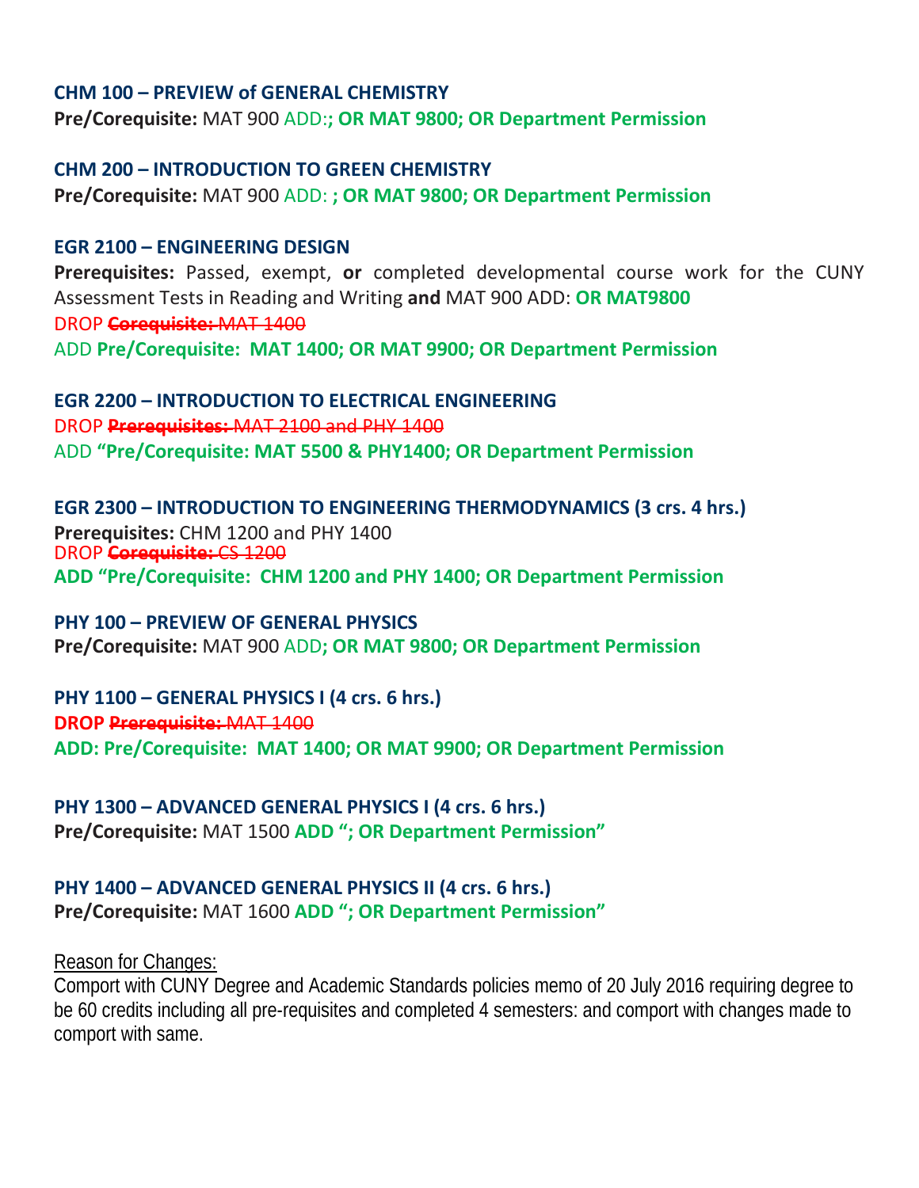**CHM 100 – PREVIEW of GENERAL CHEMISTRY**
**Pre/Corequisite:** MAT 900 ADD:**; OR MAT 9800; OR Department Permission**

**CHM 200 – INTRODUCTION TO GREEN CHEMISTRY**
**Pre/Corequisite:** MAT 900 ADD: **; OR MAT 9800; OR Department Permission**

**EGR 2100 – ENGINEERING DESIGN**
**Prerequisites:** Passed, exempt, **or** completed developmental course work for the CUNY Assessment Tests in Reading and Writing **and** MAT 900 ADD: **OR MAT9800**
DROP ~~**Corequisite:** MAT 1400~~
ADD **Pre/Corequisite: MAT 1400; OR MAT 9900; OR Department Permission**

**EGR 2200 – INTRODUCTION TO ELECTRICAL ENGINEERING**
DROP ~~**Prerequisites:** MAT 2100 and PHY 1400~~
ADD **"Pre/Corequisite: MAT 5500 & PHY1400; OR Department Permission**

**EGR 2300 – INTRODUCTION TO ENGINEERING THERMODYNAMICS (3 crs. 4 hrs.)**
**Prerequisites:** CHM 1200 and PHY 1400
DROP ~~**Corequisite:** CS 1200~~
**ADD "Pre/Corequisite: CHM 1200 and PHY 1400; OR Department Permission**

**PHY 100 – PREVIEW OF GENERAL PHYSICS**
**Pre/Corequisite:** MAT 900 ADD**; OR MAT 9800; OR Department Permission**

**PHY 1100 – GENERAL PHYSICS I (4 crs. 6 hrs.)**
**DROP** ~~**Prerequisite:** MAT 1400~~
**ADD: Pre/Corequisite: MAT 1400; OR MAT 9900; OR Department Permission**

**PHY 1300 – ADVANCED GENERAL PHYSICS I (4 crs. 6 hrs.)**
**Pre/Corequisite:** MAT 1500 **ADD "; OR Department Permission"**

**PHY 1400 – ADVANCED GENERAL PHYSICS II (4 crs. 6 hrs.)**
**Pre/Corequisite:** MAT 1600 **ADD "; OR Department Permission"**

<u>Reason for Changes:</u>
Comport with CUNY Degree and Academic Standards policies memo of 20 July 2016 requiring degree to be 60 credits including all pre-requisites and completed 4 semesters: and comport with changes made to comport with same.